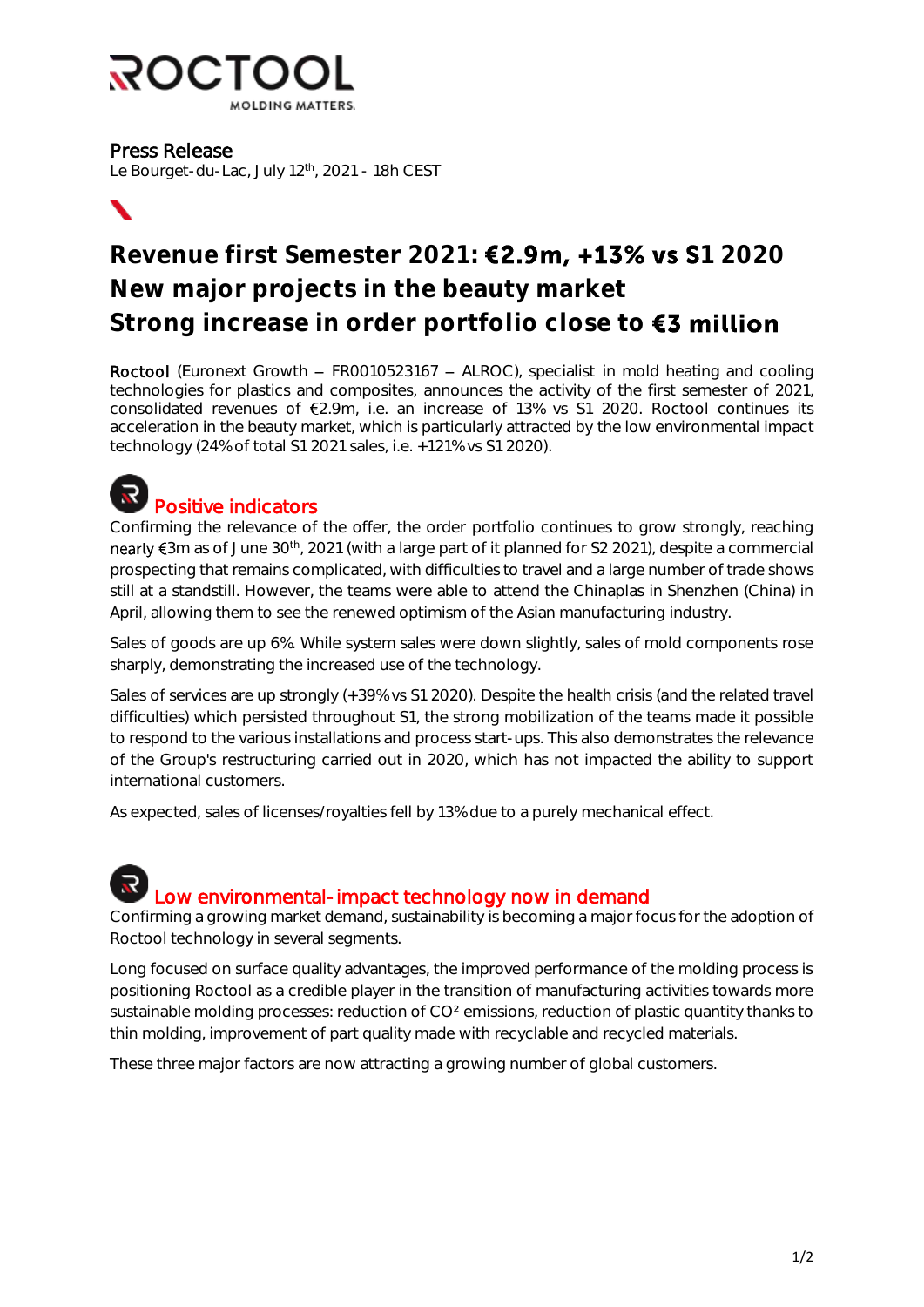ROCTOOL
MOLDING MATTERS.

Press Release
Le Bourget-du-Lac, July 12th, 2021 - 18h CEST

# Revenue first Semester 2021: €2.9m, +13% vs S1 2020
# New major projects in the beauty market
# Strong increase in order portfolio close to €3 million

**Roctool** (Euronext Growth – FR0010523167 – ALROC), specialist in mold heating and cooling technologies for plastics and composites, announces the activity of the first semester of 2021, consolidated revenues of €2.9m, i.e. an increase of 13% vs S1 2020. Roctool continues its acceleration in the beauty market, which is particularly attracted by the low environmental impact technology (24% of total S1 2021 sales, i.e. +121% vs S1 2020).

## Positive indicators

Confirming the relevance of the offer, the order portfolio continues to grow strongly, reaching nearly €3m as of June 30th, 2021 (with a large part of it planned for S2 2021), despite a commercial prospecting that remains complicated, with difficulties to travel and a large number of trade shows still at a standstill. However, the teams were able to attend the Chinaplas in Shenzhen (China) in April, allowing them to see the renewed optimism of the Asian manufacturing industry.

Sales of goods are up 6%. While system sales were down slightly, sales of mold components rose sharply, demonstrating the increased use of the technology.

Sales of services are up strongly (+39% vs S1 2020). Despite the health crisis (and the related travel difficulties) which persisted throughout S1, the strong mobilization of the teams made it possible to respond to the various installations and process start-ups. This also demonstrates the relevance of the Group's restructuring carried out in 2020, which has not impacted the ability to support international customers.

As expected, sales of licenses/royalties fell by 13% due to a purely mechanical effect.

## Low environmental-impact technology now in demand

Confirming a growing market demand, sustainability is becoming a major focus for the adoption of Roctool technology in several segments.

Long focused on surface quality advantages, the improved performance of the molding process is positioning Roctool as a credible player in the transition of manufacturing activities towards more sustainable molding processes: reduction of $CO^2$ emissions, reduction of plastic quantity thanks to thin molding, improvement of part quality made with recyclable and recycled materials.

These three major factors are now attracting a growing number of global customers.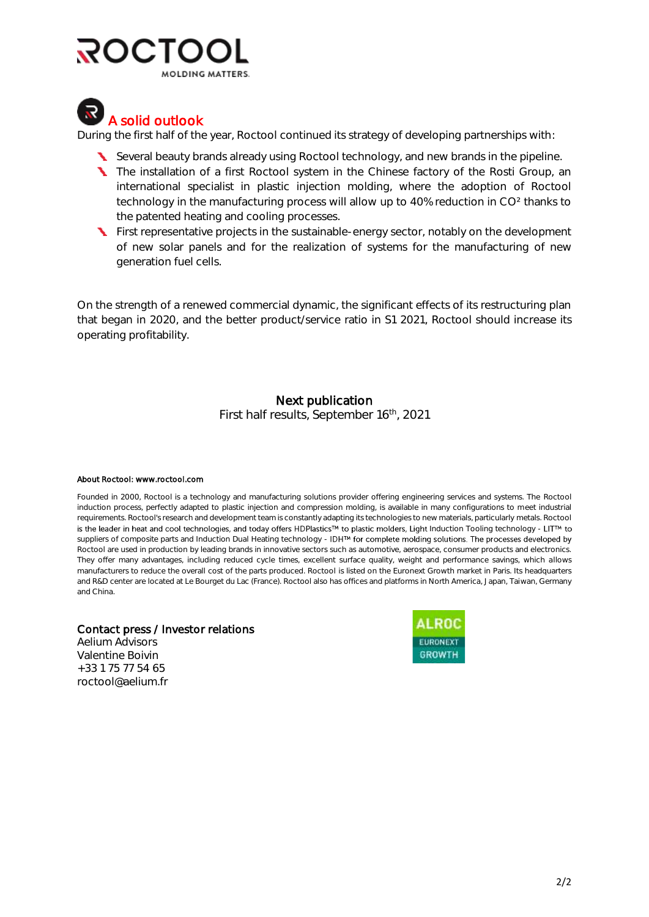## A solid outlook

During the first half of the year, Roctool continued its strategy of developing partnerships with:

- Several beauty brands already using Roctool technology, and new brands in the pipeline.
- The installation of a first Roctool system in the Chinese factory of the Rosti Group, an international specialist in plastic injection molding, where the adoption of Roctool technology in the manufacturing process will allow up to 40% reduction in $CO^2$ thanks to the patented heating and cooling processes.
- First representative projects in the sustainable-energy sector, notably on the development of new solar panels and for the realization of systems for the manufacturing of new generation fuel cells.

On the strength of a renewed commercial dynamic, the significant effects of its restructuring plan that began in 2020, and the better product/service ratio in S1 2021, Roctool should increase its operating profitability.

**Next publication**
First half results, September 16th, 2021

**About Roctool: www.roctool.com**

Founded in 2000, Roctool is a technology and manufacturing solutions provider offering engineering services and systems. The Roctool induction process, perfectly adapted to plastic injection and compression molding, is available in many configurations to meet industrial requirements. Roctool's research and development team is constantly adapting its technologies to new materials, particularly metals. Roctool is the leader in heat and cool technologies, and today offers HDPlastics™ to plastic molders, Light Induction Tooling technology - LIT™ to suppliers of composite parts and Induction Dual Heating technology - IDH™ for complete molding solutions. The processes developed by Roctool are used in production by leading brands in innovative sectors such as automotive, aerospace, consumer products and electronics. They offer many advantages, including reduced cycle times, excellent surface quality, weight and performance savings, which allows manufacturers to reduce the overall cost of the parts produced. Roctool is listed on the Euronext Growth market in Paris. Its headquarters and R&D center are located at Le Bourget du Lac (France). Roctool also has offices and platforms in North America, Japan, Taiwan, Germany and China.

**Contact press / Investor relations**
Aelium Advisors
Valentine Boivin
+33 1 75 77 54 65
roctool@aelium.fr

ALROC
EURONEXT
GROWTH